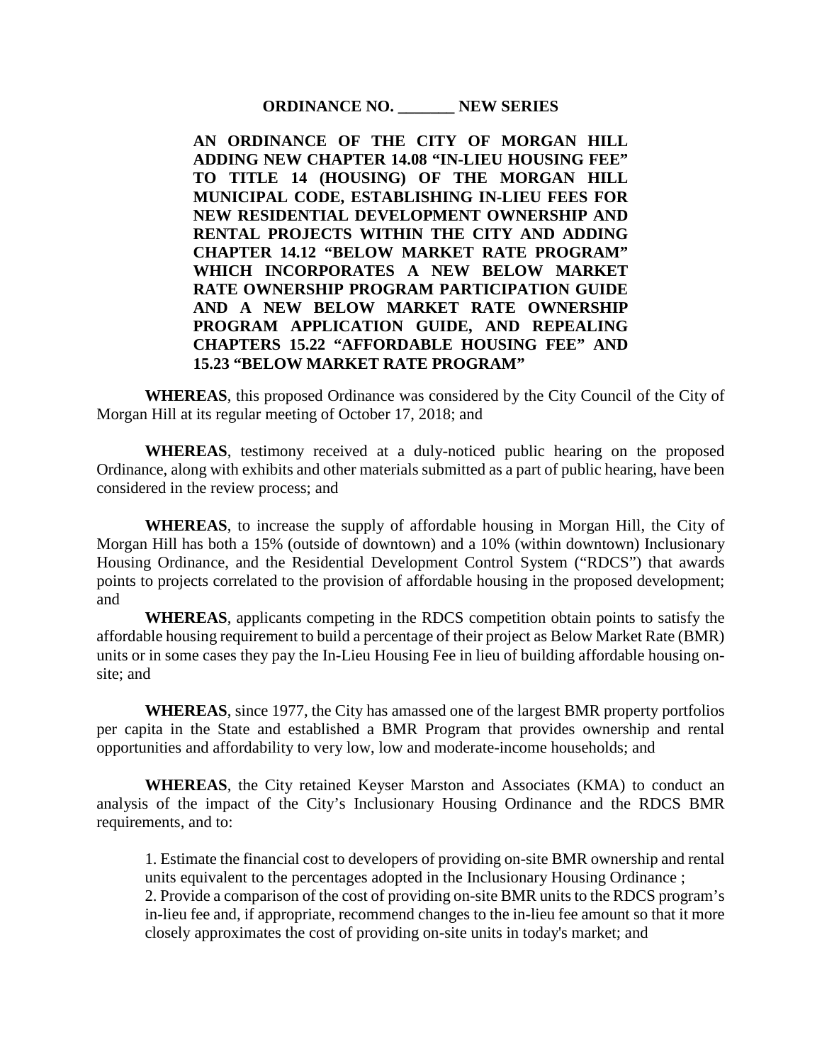**ORDINANCE NO. _______ NEW SERIES**

**AN ORDINANCE OF THE CITY OF MORGAN HILL ADDING NEW CHAPTER 14.08 "IN-LIEU HOUSING FEE" TO TITLE 14 (HOUSING) OF THE MORGAN HILL MUNICIPAL CODE, ESTABLISHING IN-LIEU FEES FOR NEW RESIDENTIAL DEVELOPMENT OWNERSHIP AND RENTAL PROJECTS WITHIN THE CITY AND ADDING CHAPTER 14.12 "BELOW MARKET RATE PROGRAM" WHICH INCORPORATES A NEW BELOW MARKET RATE OWNERSHIP PROGRAM PARTICIPATION GUIDE AND A NEW BELOW MARKET RATE OWNERSHIP PROGRAM APPLICATION GUIDE, AND REPEALING CHAPTERS 15.22 "AFFORDABLE HOUSING FEE" AND 15.23 "BELOW MARKET RATE PROGRAM"**

**WHEREAS**, this proposed Ordinance was considered by the City Council of the City of Morgan Hill at its regular meeting of October 17, 2018; and

**WHEREAS**, testimony received at a duly-noticed public hearing on the proposed Ordinance, along with exhibits and other materials submitted as a part of public hearing, have been considered in the review process; and

**WHEREAS**, to increase the supply of affordable housing in Morgan Hill, the City of Morgan Hill has both a 15% (outside of downtown) and a 10% (within downtown) Inclusionary Housing Ordinance, and the Residential Development Control System ("RDCS") that awards points to projects correlated to the provision of affordable housing in the proposed development; and

**WHEREAS**, applicants competing in the RDCS competition obtain points to satisfy the affordable housing requirement to build a percentage of their project as Below Market Rate (BMR) units or in some cases they pay the In-Lieu Housing Fee in lieu of building affordable housing on-site; and

**WHEREAS**, since 1977, the City has amassed one of the largest BMR property portfolios per capita in the State and established a BMR Program that provides ownership and rental opportunities and affordability to very low, low and moderate-income households; and

**WHEREAS**, the City retained Keyser Marston and Associates (KMA) to conduct an analysis of the impact of the City's Inclusionary Housing Ordinance and the RDCS BMR requirements, and to:

1. Estimate the financial cost to developers of providing on-site BMR ownership and rental units equivalent to the percentages adopted in the Inclusionary Housing Ordinance ;
2. Provide a comparison of the cost of providing on-site BMR units to the RDCS program's in-lieu fee and, if appropriate, recommend changes to the in-lieu fee amount so that it more closely approximates the cost of providing on-site units in today's market; and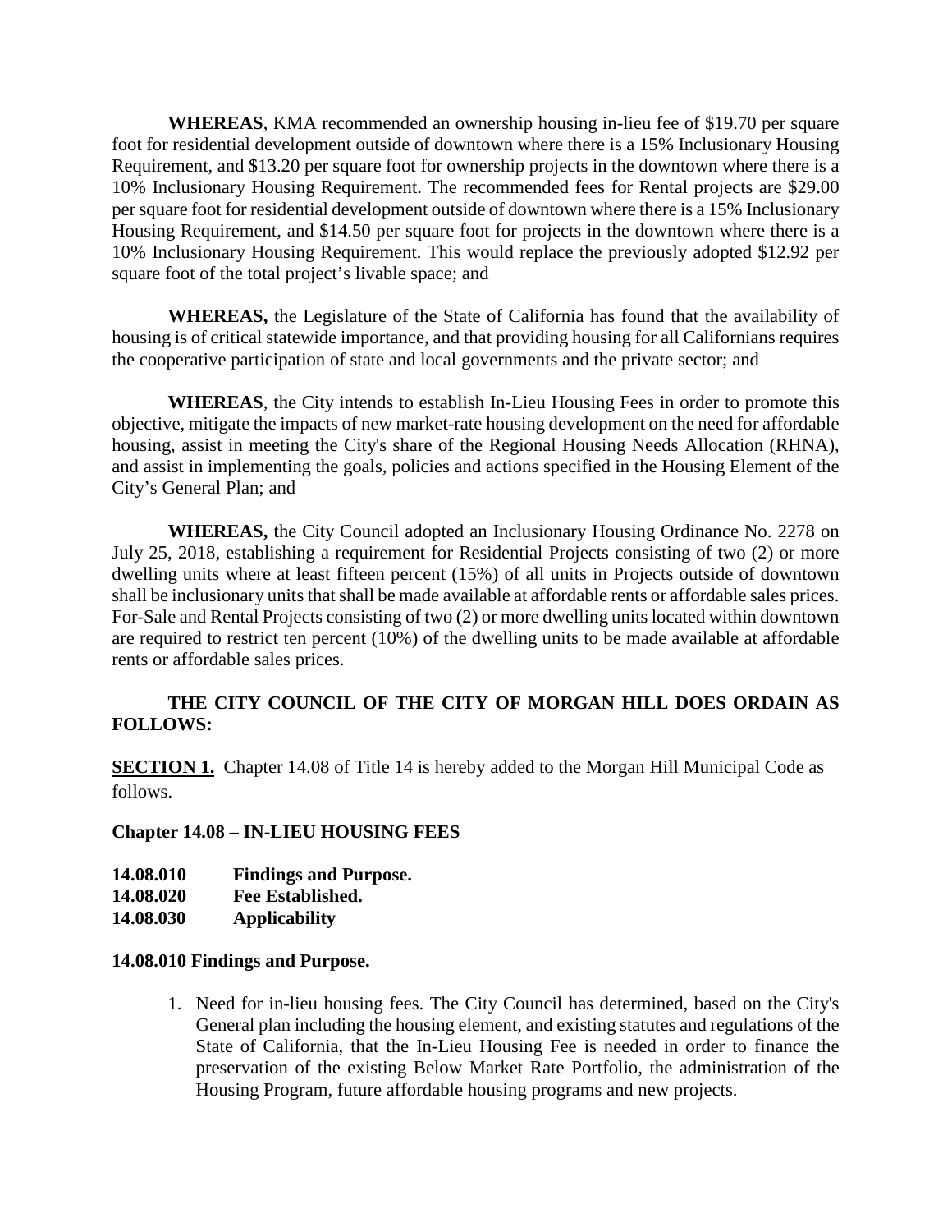**WHEREAS**, KMA recommended an ownership housing in-lieu fee of $19.70 per square foot for residential development outside of downtown where there is a 15% Inclusionary Housing Requirement, and $13.20 per square foot for ownership projects in the downtown where there is a 10% Inclusionary Housing Requirement. The recommended fees for Rental projects are $29.00 per square foot for residential development outside of downtown where there is a 15% Inclusionary Housing Requirement, and $14.50 per square foot for projects in the downtown where there is a 10% Inclusionary Housing Requirement. This would replace the previously adopted $12.92 per square foot of the total project's livable space; and

**WHEREAS,** the Legislature of the State of California has found that the availability of housing is of critical statewide importance, and that providing housing for all Californians requires the cooperative participation of state and local governments and the private sector; and

**WHEREAS**, the City intends to establish In-Lieu Housing Fees in order to promote this objective, mitigate the impacts of new market-rate housing development on the need for affordable housing, assist in meeting the City's share of the Regional Housing Needs Allocation (RHNA), and assist in implementing the goals, policies and actions specified in the Housing Element of the City's General Plan; and

**WHEREAS,** the City Council adopted an Inclusionary Housing Ordinance No. 2278 on July 25, 2018, establishing a requirement for Residential Projects consisting of two (2) or more dwelling units where at least fifteen percent (15%) of all units in Projects outside of downtown shall be inclusionary units that shall be made available at affordable rents or affordable sales prices. For-Sale and Rental Projects consisting of two (2) or more dwelling units located within downtown are required to restrict ten percent (10%) of the dwelling units to be made available at affordable rents or affordable sales prices.

**THE CITY COUNCIL OF THE CITY OF MORGAN HILL DOES ORDAIN AS FOLLOWS:**

**SECTION 1.** Chapter 14.08 of Title 14 is hereby added to the Morgan Hill Municipal Code as follows.

**Chapter 14.08 – IN-LIEU HOUSING FEES**

**14.08.010 Findings and Purpose.**
**14.08.020 Fee Established.**
**14.08.030 Applicability**

**14.08.010 Findings and Purpose.**

1. Need for in-lieu housing fees. The City Council has determined, based on the City's General plan including the housing element, and existing statutes and regulations of the State of California, that the In-Lieu Housing Fee is needed in order to finance the preservation of the existing Below Market Rate Portfolio, the administration of the Housing Program, future affordable housing programs and new projects.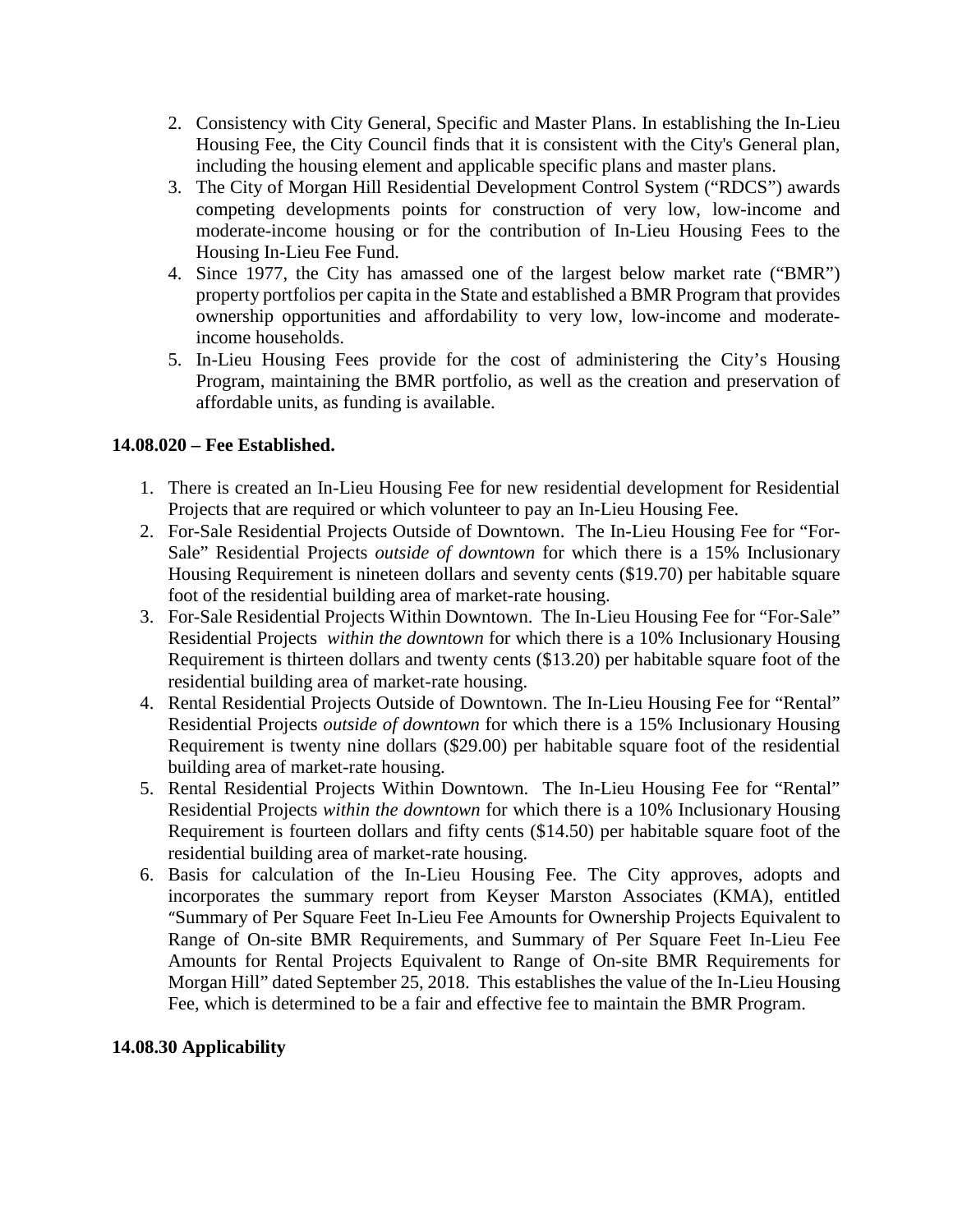2. Consistency with City General, Specific and Master Plans. In establishing the In-Lieu Housing Fee, the City Council finds that it is consistent with the City's General plan, including the housing element and applicable specific plans and master plans.
3. The City of Morgan Hill Residential Development Control System ("RDCS") awards competing developments points for construction of very low, low-income and moderate-income housing or for the contribution of In-Lieu Housing Fees to the Housing In-Lieu Fee Fund.
4. Since 1977, the City has amassed one of the largest below market rate ("BMR") property portfolios per capita in the State and established a BMR Program that provides ownership opportunities and affordability to very low, low-income and moderate-income households.
5. In-Lieu Housing Fees provide for the cost of administering the City's Housing Program, maintaining the BMR portfolio, as well as the creation and preservation of affordable units, as funding is available.

**14.08.020 – Fee Established.**

1. There is created an In-Lieu Housing Fee for new residential development for Residential Projects that are required or which volunteer to pay an In-Lieu Housing Fee.
2. For-Sale Residential Projects Outside of Downtown. The In-Lieu Housing Fee for "For-Sale" Residential Projects *outside of downtown* for which there is a 15% Inclusionary Housing Requirement is nineteen dollars and seventy cents ($19.70) per habitable square foot of the residential building area of market-rate housing.
3. For-Sale Residential Projects Within Downtown. The In-Lieu Housing Fee for "For-Sale" Residential Projects *within the downtown* for which there is a 10% Inclusionary Housing Requirement is thirteen dollars and twenty cents ($13.20) per habitable square foot of the residential building area of market-rate housing.
4. Rental Residential Projects Outside of Downtown. The In-Lieu Housing Fee for "Rental" Residential Projects *outside of downtown* for which there is a 15% Inclusionary Housing Requirement is twenty nine dollars ($29.00) per habitable square foot of the residential building area of market-rate housing.
5. Rental Residential Projects Within Downtown. The In-Lieu Housing Fee for "Rental" Residential Projects *within the downtown* for which there is a 10% Inclusionary Housing Requirement is fourteen dollars and fifty cents ($14.50) per habitable square foot of the residential building area of market-rate housing.
6. Basis for calculation of the In-Lieu Housing Fee. The City approves, adopts and incorporates the summary report from Keyser Marston Associates (KMA), entitled "Summary of Per Square Feet In-Lieu Fee Amounts for Ownership Projects Equivalent to Range of On-site BMR Requirements, and Summary of Per Square Feet In-Lieu Fee Amounts for Rental Projects Equivalent to Range of On-site BMR Requirements for Morgan Hill" dated September 25, 2018. This establishes the value of the In-Lieu Housing Fee, which is determined to be a fair and effective fee to maintain the BMR Program.

**14.08.30 Applicability**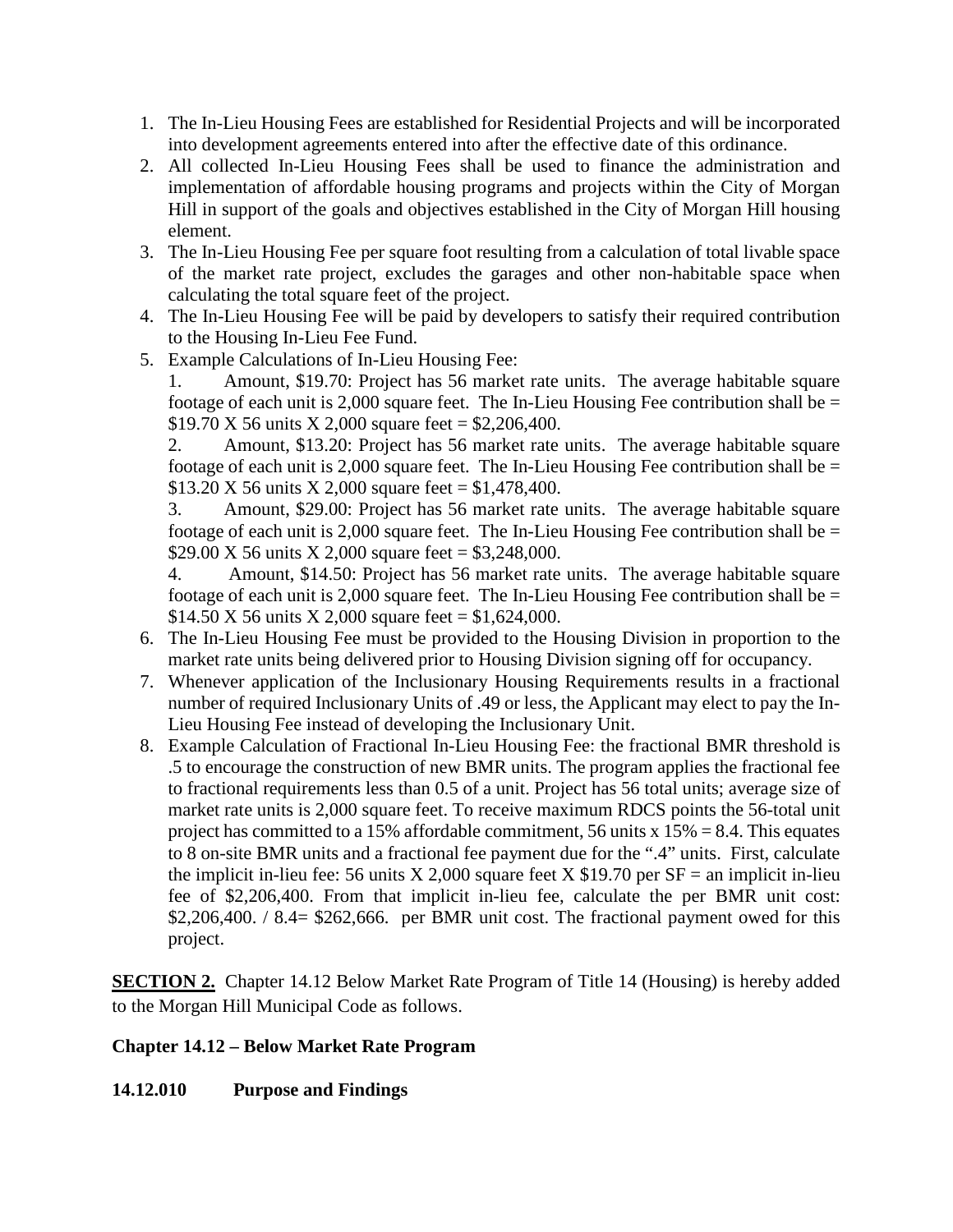1. The In-Lieu Housing Fees are established for Residential Projects and will be incorporated into development agreements entered into after the effective date of this ordinance.
2. All collected In-Lieu Housing Fees shall be used to finance the administration and implementation of affordable housing programs and projects within the City of Morgan Hill in support of the goals and objectives established in the City of Morgan Hill housing element.
3. The In-Lieu Housing Fee per square foot resulting from a calculation of total livable space of the market rate project, excludes the garages and other non-habitable space when calculating the total square feet of the project.
4. The In-Lieu Housing Fee will be paid by developers to satisfy their required contribution to the Housing In-Lieu Fee Fund.
5. Example Calculations of In-Lieu Housing Fee:

   1. Amount, $19.70: Project has 56 market rate units. The average habitable square footage of each unit is 2,000 square feet. The In-Lieu Housing Fee contribution shall be = $19.70 X 56 units X 2,000 square feet = $2,206,400.
   2. Amount, $13.20: Project has 56 market rate units. The average habitable square footage of each unit is 2,000 square feet. The In-Lieu Housing Fee contribution shall be = $13.20 X 56 units X 2,000 square feet = $1,478,400.
   3. Amount, $29.00: Project has 56 market rate units. The average habitable square footage of each unit is 2,000 square feet. The In-Lieu Housing Fee contribution shall be = $29.00 X 56 units X 2,000 square feet = $3,248,000.
   4. Amount, $14.50: Project has 56 market rate units. The average habitable square footage of each unit is 2,000 square feet. The In-Lieu Housing Fee contribution shall be = $14.50 X 56 units X 2,000 square feet = $1,624,000.
6. The In-Lieu Housing Fee must be provided to the Housing Division in proportion to the market rate units being delivered prior to Housing Division signing off for occupancy.
7. Whenever application of the Inclusionary Housing Requirements results in a fractional number of required Inclusionary Units of .49 or less, the Applicant may elect to pay the In-Lieu Housing Fee instead of developing the Inclusionary Unit.
8. Example Calculation of Fractional In-Lieu Housing Fee: the fractional BMR threshold is .5 to encourage the construction of new BMR units. The program applies the fractional fee to fractional requirements less than 0.5 of a unit. Project has 56 total units; average size of market rate units is 2,000 square feet. To receive maximum RDCS points the 56-total unit project has committed to a 15% affordable commitment, 56 units x 15% = 8.4. This equates to 8 on-site BMR units and a fractional fee payment due for the ".4" units. First, calculate the implicit in-lieu fee: 56 units X 2,000 square feet X $19.70 per SF = an implicit in-lieu fee of $2,206,400. From that implicit in-lieu fee, calculate the per BMR unit cost: $2,206,400. / 8.4= $262,666. per BMR unit cost. The fractional payment owed for this project.

**SECTION 2.** Chapter 14.12 Below Market Rate Program of Title 14 (Housing) is hereby added to the Morgan Hill Municipal Code as follows.

### Chapter 14.12 – Below Market Rate Program

#### 14.12.010 Purpose and Findings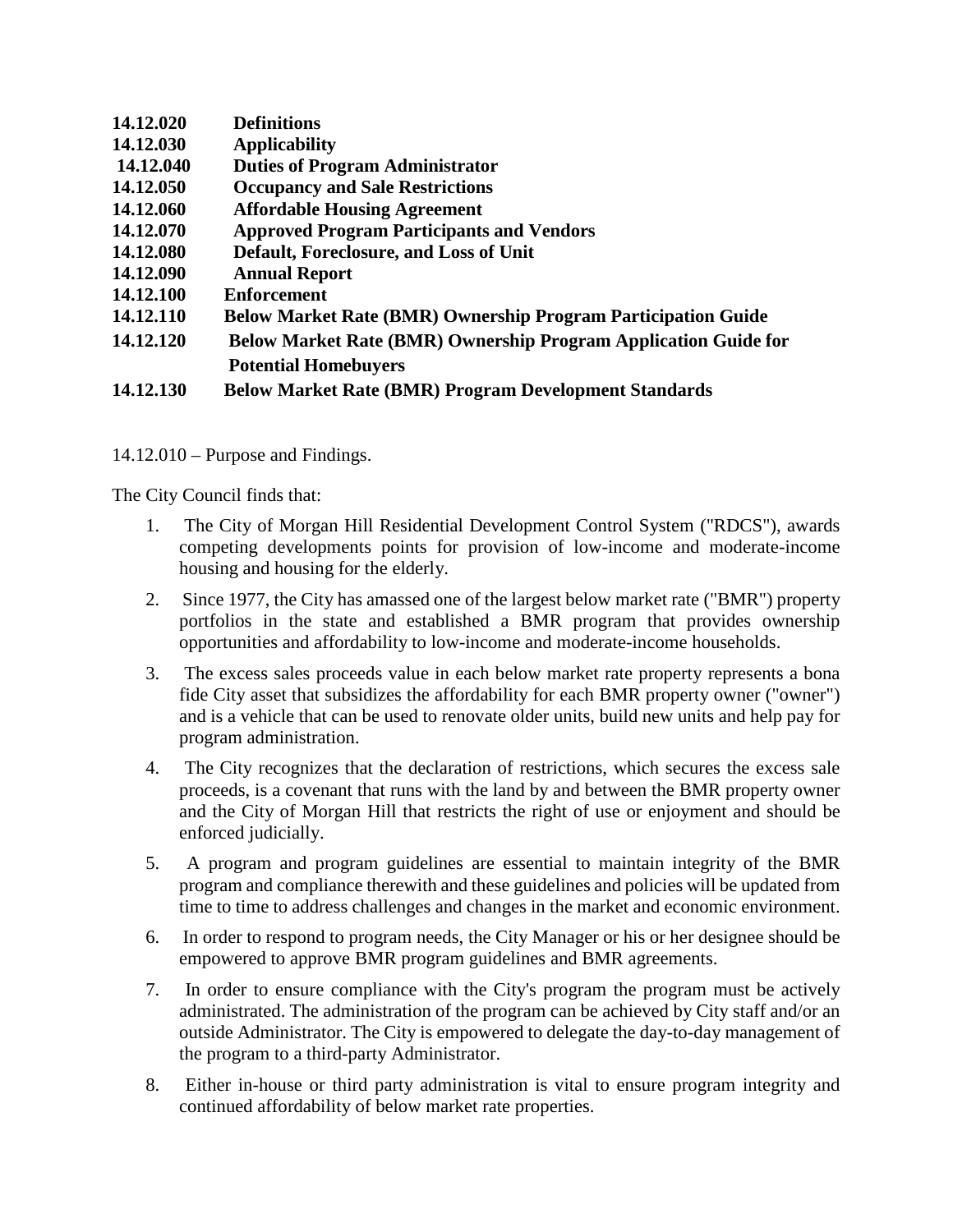**14.12.020 Definitions**
**14.12.030 Applicability**
**14.12.040 Duties of Program Administrator**
**14.12.050 Occupancy and Sale Restrictions**
**14.12.060 Affordable Housing Agreement**
**14.12.070 Approved Program Participants and Vendors**
**14.12.080 Default, Foreclosure, and Loss of Unit**
**14.12.090 Annual Report**
**14.12.100 Enforcement**
**14.12.110 Below Market Rate (BMR) Ownership Program Participation Guide**
**14.12.120 Below Market Rate (BMR) Ownership Program Application Guide for Potential Homebuyers**
**14.12.130 Below Market Rate (BMR) Program Development Standards**

14.12.010 – Purpose and Findings.

The City Council finds that:

1. The City of Morgan Hill Residential Development Control System ("RDCS"), awards competing developments points for provision of low-income and moderate-income housing and housing for the elderly.
2. Since 1977, the City has amassed one of the largest below market rate ("BMR") property portfolios in the state and established a BMR program that provides ownership opportunities and affordability to low-income and moderate-income households.
3. The excess sales proceeds value in each below market rate property represents a bona fide City asset that subsidizes the affordability for each BMR property owner ("owner") and is a vehicle that can be used to renovate older units, build new units and help pay for program administration.
4. The City recognizes that the declaration of restrictions, which secures the excess sale proceeds, is a covenant that runs with the land by and between the BMR property owner and the City of Morgan Hill that restricts the right of use or enjoyment and should be enforced judicially.
5. A program and program guidelines are essential to maintain integrity of the BMR program and compliance therewith and these guidelines and policies will be updated from time to time to address challenges and changes in the market and economic environment.
6. In order to respond to program needs, the City Manager or his or her designee should be empowered to approve BMR program guidelines and BMR agreements.
7. In order to ensure compliance with the City's program the program must be actively administrated. The administration of the program can be achieved by City staff and/or an outside Administrator. The City is empowered to delegate the day-to-day management of the program to a third-party Administrator.
8. Either in-house or third party administration is vital to ensure program integrity and continued affordability of below market rate properties.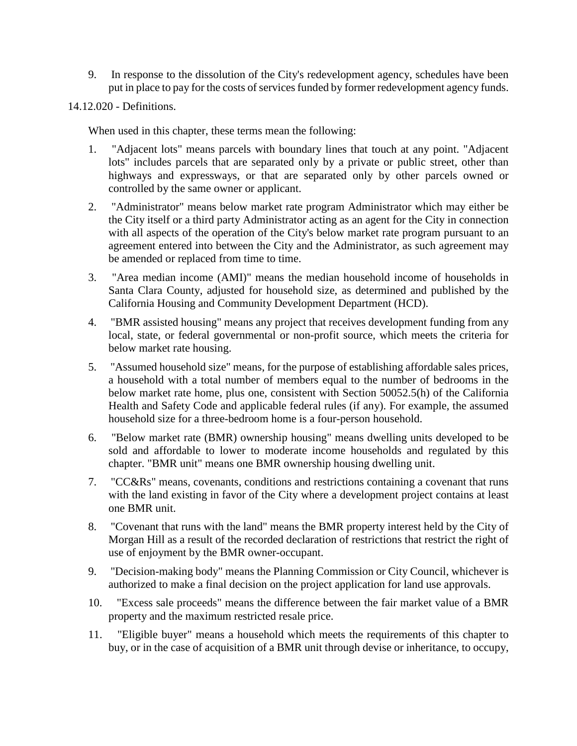9. In response to the dissolution of the City's redevelopment agency, schedules have been put in place to pay for the costs of services funded by former redevelopment agency funds.

14.12.020 - Definitions.

When used in this chapter, these terms mean the following:

1. "Adjacent lots" means parcels with boundary lines that touch at any point. "Adjacent lots" includes parcels that are separated only by a private or public street, other than highways and expressways, or that are separated only by other parcels owned or controlled by the same owner or applicant.
2. "Administrator" means below market rate program Administrator which may either be the City itself or a third party Administrator acting as an agent for the City in connection with all aspects of the operation of the City's below market rate program pursuant to an agreement entered into between the City and the Administrator, as such agreement may be amended or replaced from time to time.
3. "Area median income (AMI)" means the median household income of households in Santa Clara County, adjusted for household size, as determined and published by the California Housing and Community Development Department (HCD).
4. "BMR assisted housing" means any project that receives development funding from any local, state, or federal governmental or non-profit source, which meets the criteria for below market rate housing.
5. "Assumed household size" means, for the purpose of establishing affordable sales prices, a household with a total number of members equal to the number of bedrooms in the below market rate home, plus one, consistent with Section 50052.5(h) of the California Health and Safety Code and applicable federal rules (if any). For example, the assumed household size for a three-bedroom home is a four-person household.
6. "Below market rate (BMR) ownership housing" means dwelling units developed to be sold and affordable to lower to moderate income households and regulated by this chapter. "BMR unit" means one BMR ownership housing dwelling unit.
7. "CC&Rs" means, covenants, conditions and restrictions containing a covenant that runs with the land existing in favor of the City where a development project contains at least one BMR unit.
8. "Covenant that runs with the land" means the BMR property interest held by the City of Morgan Hill as a result of the recorded declaration of restrictions that restrict the right of use of enjoyment by the BMR owner-occupant.
9. "Decision-making body" means the Planning Commission or City Council, whichever is authorized to make a final decision on the project application for land use approvals.
10. "Excess sale proceeds" means the difference between the fair market value of a BMR property and the maximum restricted resale price.
11. "Eligible buyer" means a household which meets the requirements of this chapter to buy, or in the case of acquisition of a BMR unit through devise or inheritance, to occupy,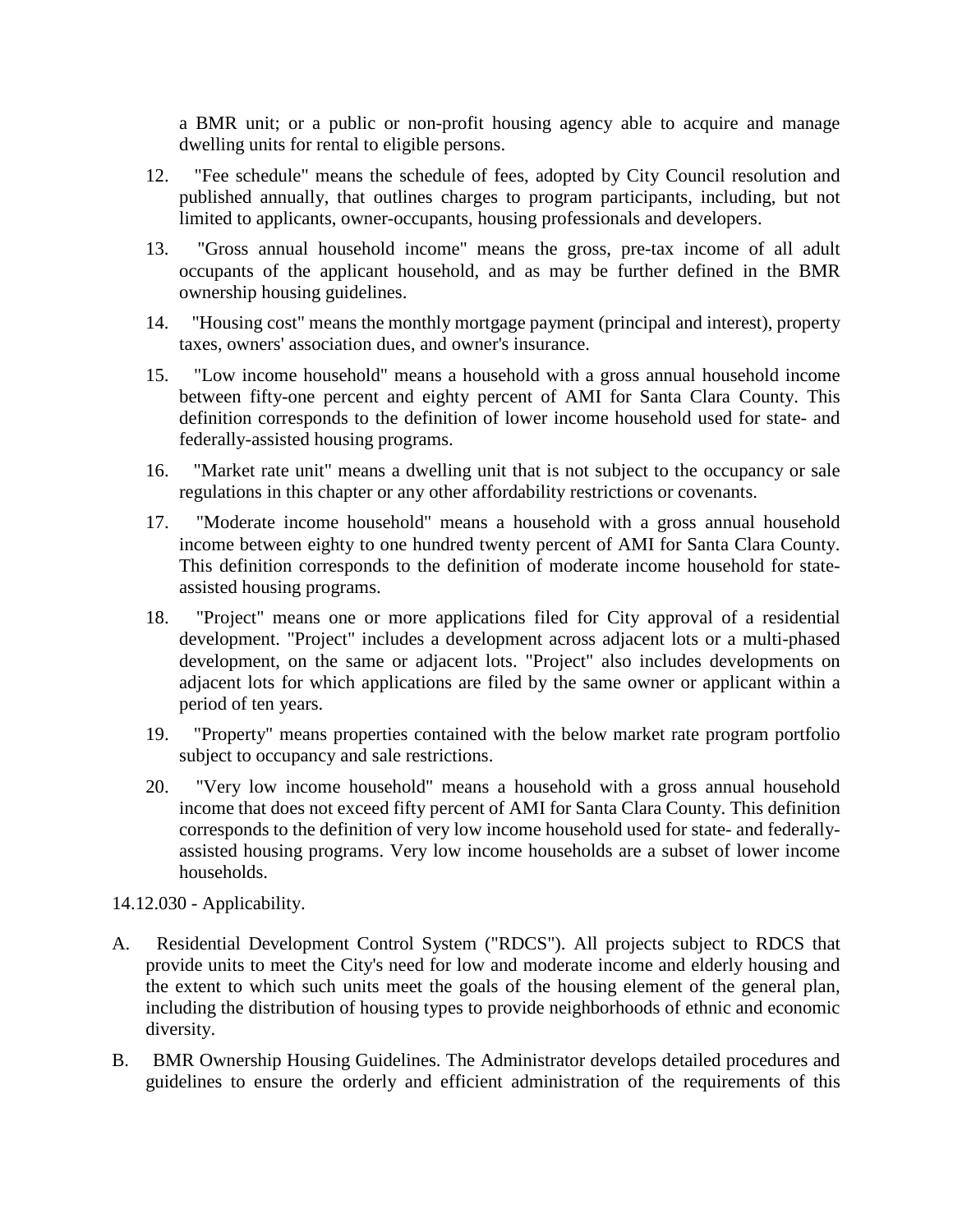a BMR unit; or a public or non-profit housing agency able to acquire and manage dwelling units for rental to eligible persons.

12. "Fee schedule" means the schedule of fees, adopted by City Council resolution and published annually, that outlines charges to program participants, including, but not limited to applicants, owner-occupants, housing professionals and developers.

13. "Gross annual household income" means the gross, pre-tax income of all adult occupants of the applicant household, and as may be further defined in the BMR ownership housing guidelines.

14. "Housing cost" means the monthly mortgage payment (principal and interest), property taxes, owners' association dues, and owner's insurance.

15. "Low income household" means a household with a gross annual household income between fifty-one percent and eighty percent of AMI for Santa Clara County. This definition corresponds to the definition of lower income household used for state- and federally-assisted housing programs.

16. "Market rate unit" means a dwelling unit that is not subject to the occupancy or sale regulations in this chapter or any other affordability restrictions or covenants.

17. "Moderate income household" means a household with a gross annual household income between eighty to one hundred twenty percent of AMI for Santa Clara County. This definition corresponds to the definition of moderate income household for state-assisted housing programs.

18. "Project" means one or more applications filed for City approval of a residential development. "Project" includes a development across adjacent lots or a multi-phased development, on the same or adjacent lots. "Project" also includes developments on adjacent lots for which applications are filed by the same owner or applicant within a period of ten years.

19. "Property" means properties contained with the below market rate program portfolio subject to occupancy and sale restrictions.

20. "Very low income household" means a household with a gross annual household income that does not exceed fifty percent of AMI for Santa Clara County. This definition corresponds to the definition of very low income household used for state- and federally-assisted housing programs. Very low income households are a subset of lower income households.

14.12.030 - Applicability.

A. Residential Development Control System ("RDCS"). All projects subject to RDCS that provide units to meet the City's need for low and moderate income and elderly housing and the extent to which such units meet the goals of the housing element of the general plan, including the distribution of housing types to provide neighborhoods of ethnic and economic diversity.

B. BMR Ownership Housing Guidelines. The Administrator develops detailed procedures and guidelines to ensure the orderly and efficient administration of the requirements of this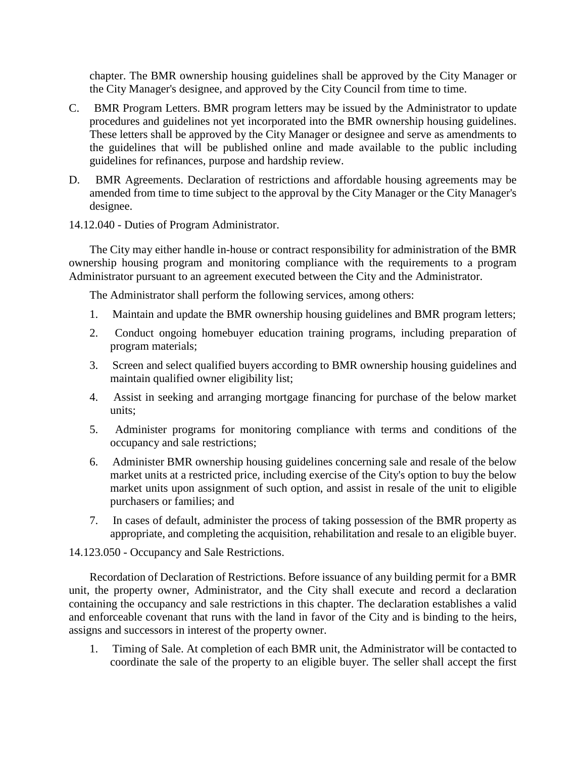chapter. The BMR ownership housing guidelines shall be approved by the City Manager or the City Manager's designee, and approved by the City Council from time to time.

C. BMR Program Letters. BMR program letters may be issued by the Administrator to update procedures and guidelines not yet incorporated into the BMR ownership housing guidelines. These letters shall be approved by the City Manager or designee and serve as amendments to the guidelines that will be published online and made available to the public including guidelines for refinances, purpose and hardship review.

D. BMR Agreements. Declaration of restrictions and affordable housing agreements may be amended from time to time subject to the approval by the City Manager or the City Manager's designee.

14.12.040 - Duties of Program Administrator.

The City may either handle in-house or contract responsibility for administration of the BMR ownership housing program and monitoring compliance with the requirements to a program Administrator pursuant to an agreement executed between the City and the Administrator.

The Administrator shall perform the following services, among others:

1. Maintain and update the BMR ownership housing guidelines and BMR program letters;
2. Conduct ongoing homebuyer education training programs, including preparation of program materials;
3. Screen and select qualified buyers according to BMR ownership housing guidelines and maintain qualified owner eligibility list;
4. Assist in seeking and arranging mortgage financing for purchase of the below market units;
5. Administer programs for monitoring compliance with terms and conditions of the occupancy and sale restrictions;
6. Administer BMR ownership housing guidelines concerning sale and resale of the below market units at a restricted price, including exercise of the City's option to buy the below market units upon assignment of such option, and assist in resale of the unit to eligible purchasers or families; and
7. In cases of default, administer the process of taking possession of the BMR property as appropriate, and completing the acquisition, rehabilitation and resale to an eligible buyer.

14.123.050 - Occupancy and Sale Restrictions.

Recordation of Declaration of Restrictions. Before issuance of any building permit for a BMR unit, the property owner, Administrator, and the City shall execute and record a declaration containing the occupancy and sale restrictions in this chapter. The declaration establishes a valid and enforceable covenant that runs with the land in favor of the City and is binding to the heirs, assigns and successors in interest of the property owner.

1. Timing of Sale. At completion of each BMR unit, the Administrator will be contacted to coordinate the sale of the property to an eligible buyer. The seller shall accept the first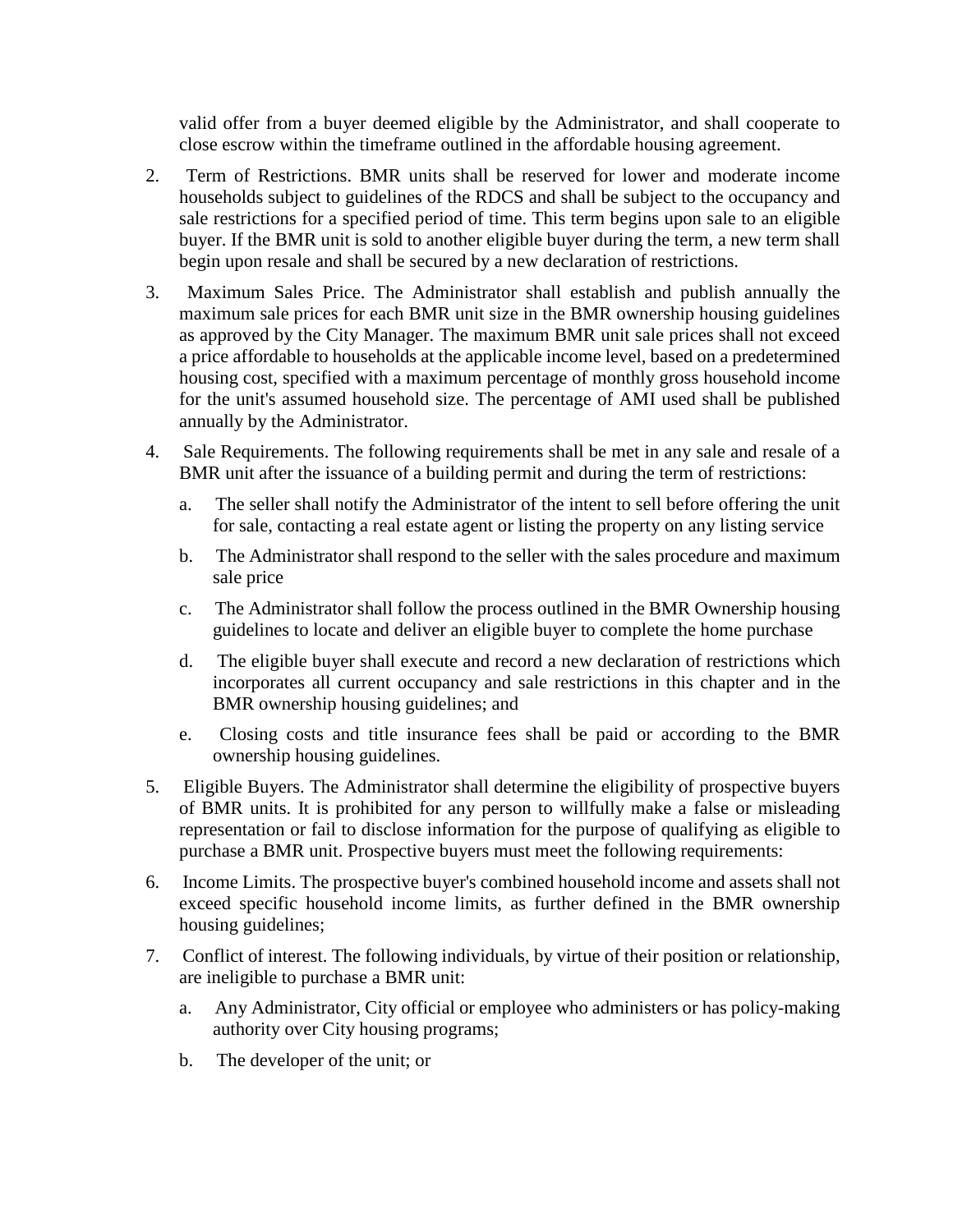valid offer from a buyer deemed eligible by the Administrator, and shall cooperate to close escrow within the timeframe outlined in the affordable housing agreement.

2. Term of Restrictions. BMR units shall be reserved for lower and moderate income households subject to guidelines of the RDCS and shall be subject to the occupancy and sale restrictions for a specified period of time. This term begins upon sale to an eligible buyer. If the BMR unit is sold to another eligible buyer during the term, a new term shall begin upon resale and shall be secured by a new declaration of restrictions.

3. Maximum Sales Price. The Administrator shall establish and publish annually the maximum sale prices for each BMR unit size in the BMR ownership housing guidelines as approved by the City Manager. The maximum BMR unit sale prices shall not exceed a price affordable to households at the applicable income level, based on a predetermined housing cost, specified with a maximum percentage of monthly gross household income for the unit's assumed household size. The percentage of AMI used shall be published annually by the Administrator.

4. Sale Requirements. The following requirements shall be met in any sale and resale of a BMR unit after the issuance of a building permit and during the term of restrictions:

   a. The seller shall notify the Administrator of the intent to sell before offering the unit for sale, contacting a real estate agent or listing the property on any listing service

   b. The Administrator shall respond to the seller with the sales procedure and maximum sale price

   c. The Administrator shall follow the process outlined in the BMR Ownership housing guidelines to locate and deliver an eligible buyer to complete the home purchase

   d. The eligible buyer shall execute and record a new declaration of restrictions which incorporates all current occupancy and sale restrictions in this chapter and in the BMR ownership housing guidelines; and

   e. Closing costs and title insurance fees shall be paid or according to the BMR ownership housing guidelines.

5. Eligible Buyers. The Administrator shall determine the eligibility of prospective buyers of BMR units. It is prohibited for any person to willfully make a false or misleading representation or fail to disclose information for the purpose of qualifying as eligible to purchase a BMR unit. Prospective buyers must meet the following requirements:

6. Income Limits. The prospective buyer's combined household income and assets shall not exceed specific household income limits, as further defined in the BMR ownership housing guidelines;

7. Conflict of interest. The following individuals, by virtue of their position or relationship, are ineligible to purchase a BMR unit:

   a. Any Administrator, City official or employee who administers or has policy-making authority over City housing programs;

   b. The developer of the unit; or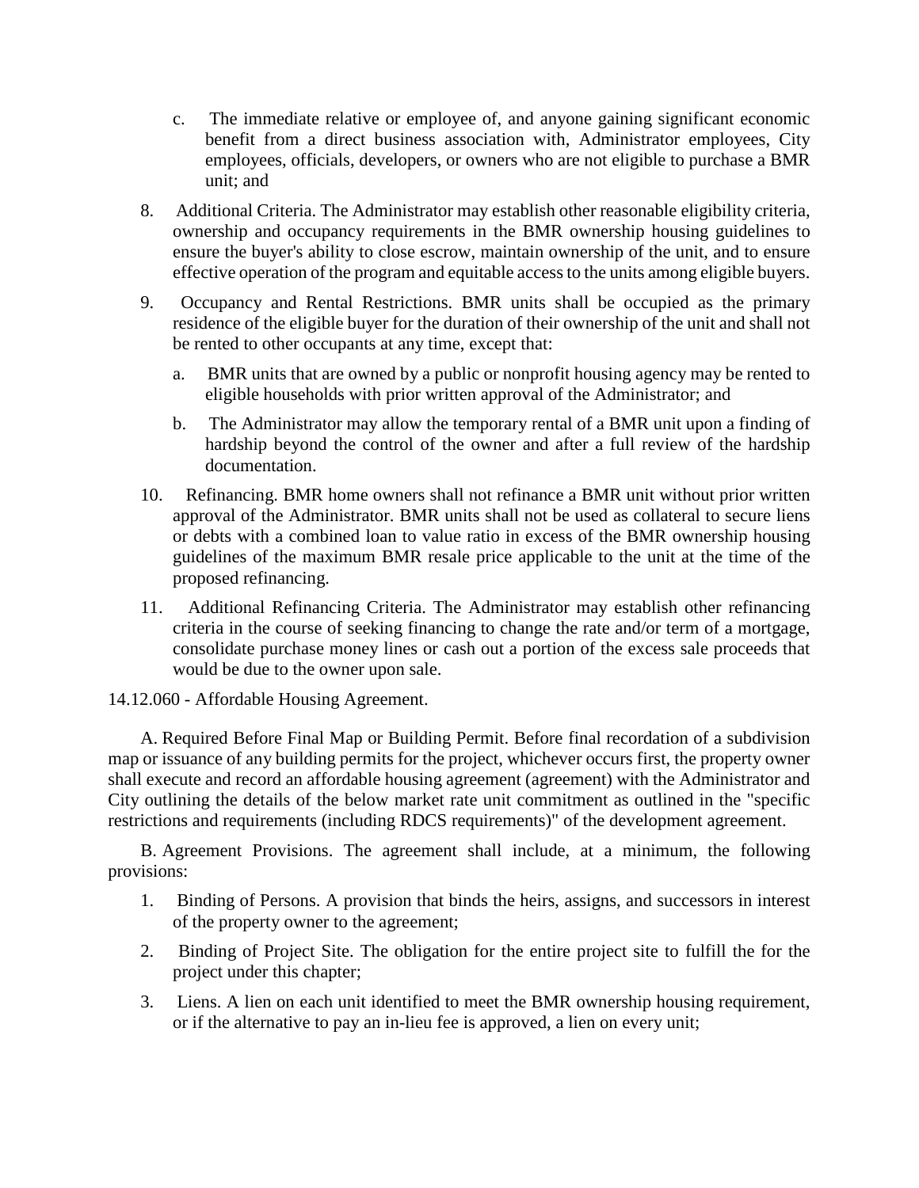c. The immediate relative or employee of, and anyone gaining significant economic benefit from a direct business association with, Administrator employees, City employees, officials, developers, or owners who are not eligible to purchase a BMR unit; and

8. Additional Criteria. The Administrator may establish other reasonable eligibility criteria, ownership and occupancy requirements in the BMR ownership housing guidelines to ensure the buyer's ability to close escrow, maintain ownership of the unit, and to ensure effective operation of the program and equitable access to the units among eligible buyers.

9. Occupancy and Rental Restrictions. BMR units shall be occupied as the primary residence of the eligible buyer for the duration of their ownership of the unit and shall not be rented to other occupants at any time, except that:

   a. BMR units that are owned by a public or nonprofit housing agency may be rented to eligible households with prior written approval of the Administrator; and

   b. The Administrator may allow the temporary rental of a BMR unit upon a finding of hardship beyond the control of the owner and after a full review of the hardship documentation.

10. Refinancing. BMR home owners shall not refinance a BMR unit without prior written approval of the Administrator. BMR units shall not be used as collateral to secure liens or debts with a combined loan to value ratio in excess of the BMR ownership housing guidelines of the maximum BMR resale price applicable to the unit at the time of the proposed refinancing.

11. Additional Refinancing Criteria. The Administrator may establish other refinancing criteria in the course of seeking financing to change the rate and/or term of a mortgage, consolidate purchase money lines or cash out a portion of the excess sale proceeds that would be due to the owner upon sale.

14.12.060 - Affordable Housing Agreement.

A. Required Before Final Map or Building Permit. Before final recordation of a subdivision map or issuance of any building permits for the project, whichever occurs first, the property owner shall execute and record an affordable housing agreement (agreement) with the Administrator and City outlining the details of the below market rate unit commitment as outlined in the "specific restrictions and requirements (including RDCS requirements)" of the development agreement.

B. Agreement Provisions. The agreement shall include, at a minimum, the following provisions:

1. Binding of Persons. A provision that binds the heirs, assigns, and successors in interest of the property owner to the agreement;

2. Binding of Project Site. The obligation for the entire project site to fulfill the for the project under this chapter;

3. Liens. A lien on each unit identified to meet the BMR ownership housing requirement, or if the alternative to pay an in-lieu fee is approved, a lien on every unit;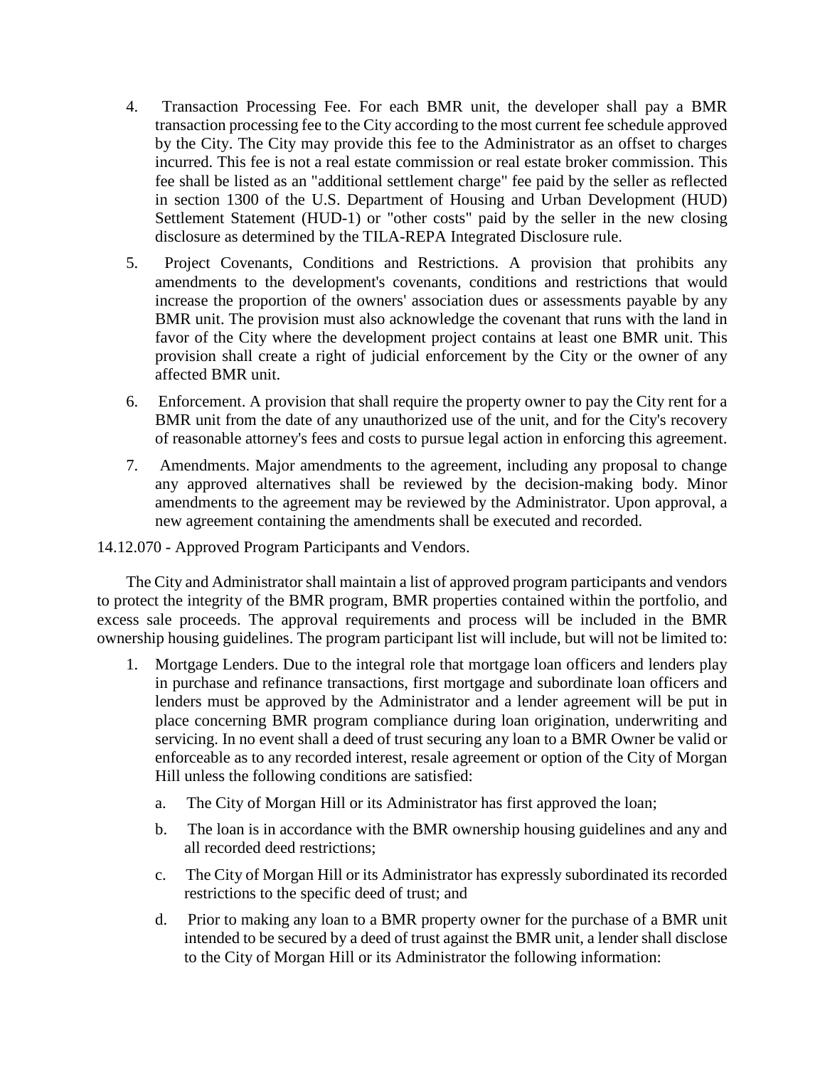4. Transaction Processing Fee. For each BMR unit, the developer shall pay a BMR transaction processing fee to the City according to the most current fee schedule approved by the City. The City may provide this fee to the Administrator as an offset to charges incurred. This fee is not a real estate commission or real estate broker commission. This fee shall be listed as an "additional settlement charge" fee paid by the seller as reflected in section 1300 of the U.S. Department of Housing and Urban Development (HUD) Settlement Statement (HUD-1) or "other costs" paid by the seller in the new closing disclosure as determined by the TILA-REPA Integrated Disclosure rule.

5. Project Covenants, Conditions and Restrictions. A provision that prohibits any amendments to the development's covenants, conditions and restrictions that would increase the proportion of the owners' association dues or assessments payable by any BMR unit. The provision must also acknowledge the covenant that runs with the land in favor of the City where the development project contains at least one BMR unit. This provision shall create a right of judicial enforcement by the City or the owner of any affected BMR unit.

6. Enforcement. A provision that shall require the property owner to pay the City rent for a BMR unit from the date of any unauthorized use of the unit, and for the City's recovery of reasonable attorney's fees and costs to pursue legal action in enforcing this agreement.

7. Amendments. Major amendments to the agreement, including any proposal to change any approved alternatives shall be reviewed by the decision-making body. Minor amendments to the agreement may be reviewed by the Administrator. Upon approval, a new agreement containing the amendments shall be executed and recorded.

14.12.070 - Approved Program Participants and Vendors.

The City and Administrator shall maintain a list of approved program participants and vendors to protect the integrity of the BMR program, BMR properties contained within the portfolio, and excess sale proceeds. The approval requirements and process will be included in the BMR ownership housing guidelines. The program participant list will include, but will not be limited to:

1. Mortgage Lenders. Due to the integral role that mortgage loan officers and lenders play in purchase and refinance transactions, first mortgage and subordinate loan officers and lenders must be approved by the Administrator and a lender agreement will be put in place concerning BMR program compliance during loan origination, underwriting and servicing. In no event shall a deed of trust securing any loan to a BMR Owner be valid or enforceable as to any recorded interest, resale agreement or option of the City of Morgan Hill unless the following conditions are satisfied:

    a. The City of Morgan Hill or its Administrator has first approved the loan;

    b. The loan is in accordance with the BMR ownership housing guidelines and any and all recorded deed restrictions;

    c. The City of Morgan Hill or its Administrator has expressly subordinated its recorded restrictions to the specific deed of trust; and

    d. Prior to making any loan to a BMR property owner for the purchase of a BMR unit intended to be secured by a deed of trust against the BMR unit, a lender shall disclose to the City of Morgan Hill or its Administrator the following information: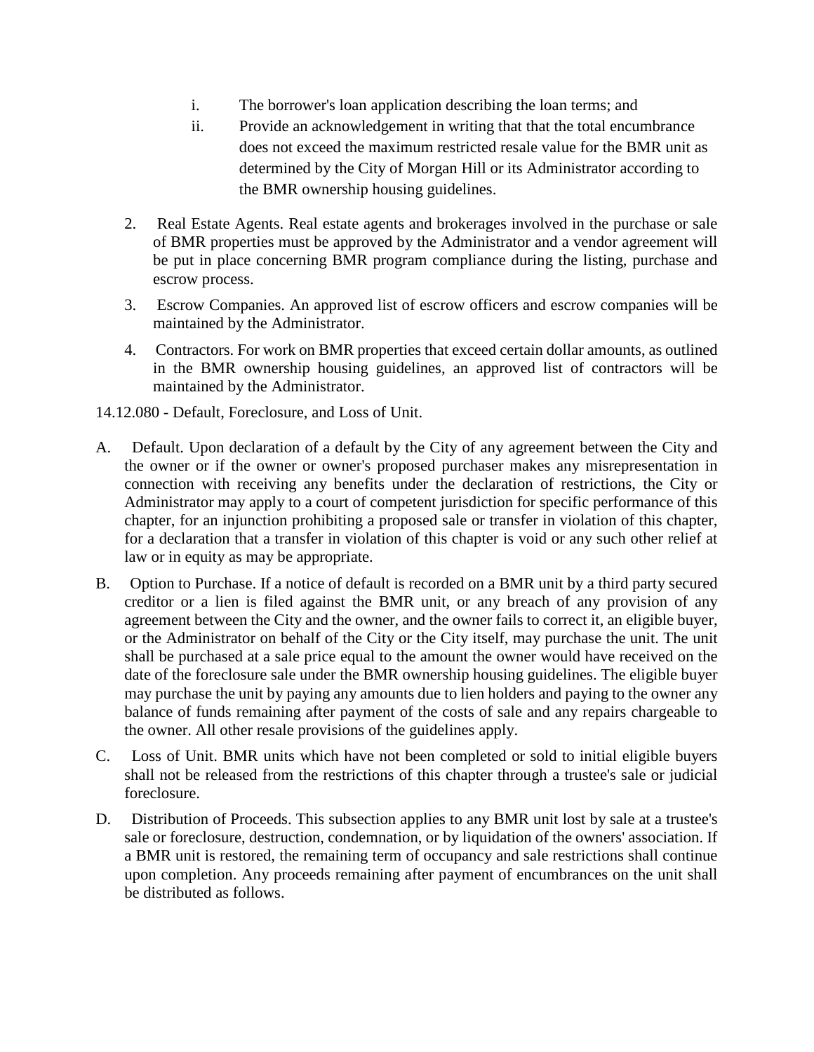i. The borrower's loan application describing the loan terms; and
   ii. Provide an acknowledgement in writing that that the total encumbrance does not exceed the maximum restricted resale value for the BMR unit as determined by the City of Morgan Hill or its Administrator according to the BMR ownership housing guidelines.

2. Real Estate Agents. Real estate agents and brokerages involved in the purchase or sale of BMR properties must be approved by the Administrator and a vendor agreement will be put in place concerning BMR program compliance during the listing, purchase and escrow process.
3. Escrow Companies. An approved list of escrow officers and escrow companies will be maintained by the Administrator.
4. Contractors. For work on BMR properties that exceed certain dollar amounts, as outlined in the BMR ownership housing guidelines, an approved list of contractors will be maintained by the Administrator.

14.12.080 - Default, Foreclosure, and Loss of Unit.

A. Default. Upon declaration of a default by the City of any agreement between the City and the owner or if the owner or owner's proposed purchaser makes any misrepresentation in connection with receiving any benefits under the declaration of restrictions, the City or Administrator may apply to a court of competent jurisdiction for specific performance of this chapter, for an injunction prohibiting a proposed sale or transfer in violation of this chapter, for a declaration that a transfer in violation of this chapter is void or any such other relief at law or in equity as may be appropriate.

B. Option to Purchase. If a notice of default is recorded on a BMR unit by a third party secured creditor or a lien is filed against the BMR unit, or any breach of any provision of any agreement between the City and the owner, and the owner fails to correct it, an eligible buyer, or the Administrator on behalf of the City or the City itself, may purchase the unit. The unit shall be purchased at a sale price equal to the amount the owner would have received on the date of the foreclosure sale under the BMR ownership housing guidelines. The eligible buyer may purchase the unit by paying any amounts due to lien holders and paying to the owner any balance of funds remaining after payment of the costs of sale and any repairs chargeable to the owner. All other resale provisions of the guidelines apply.

C. Loss of Unit. BMR units which have not been completed or sold to initial eligible buyers shall not be released from the restrictions of this chapter through a trustee's sale or judicial foreclosure.

D. Distribution of Proceeds. This subsection applies to any BMR unit lost by sale at a trustee's sale or foreclosure, destruction, condemnation, or by liquidation of the owners' association. If a BMR unit is restored, the remaining term of occupancy and sale restrictions shall continue upon completion. Any proceeds remaining after payment of encumbrances on the unit shall be distributed as follows.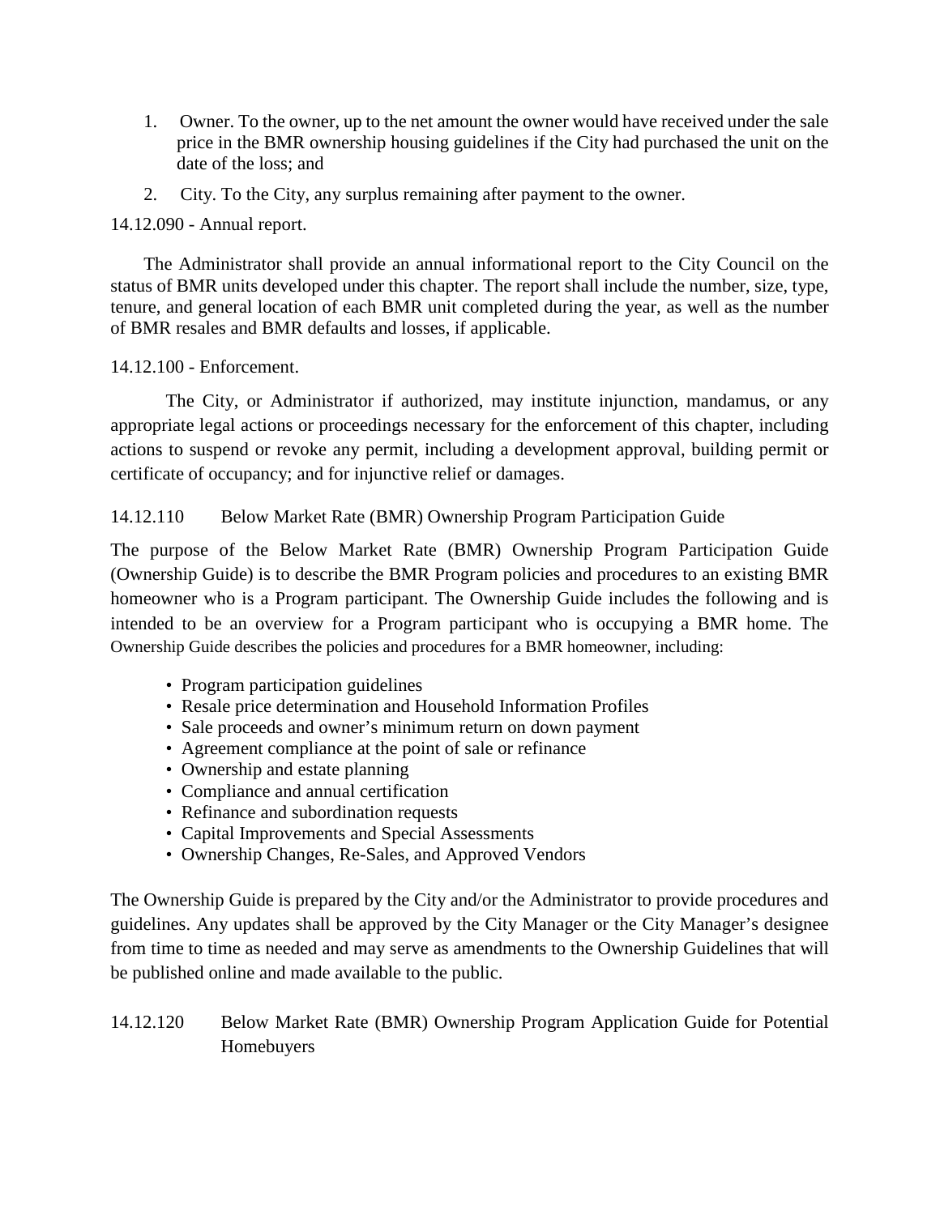1. Owner. To the owner, up to the net amount the owner would have received under the sale price in the BMR ownership housing guidelines if the City had purchased the unit on the date of the loss; and
2. City. To the City, any surplus remaining after payment to the owner.

14.12.090 - Annual report.

The Administrator shall provide an annual informational report to the City Council on the status of BMR units developed under this chapter. The report shall include the number, size, type, tenure, and general location of each BMR unit completed during the year, as well as the number of BMR resales and BMR defaults and losses, if applicable.

14.12.100 - Enforcement.

The City, or Administrator if authorized, may institute injunction, mandamus, or any appropriate legal actions or proceedings necessary for the enforcement of this chapter, including actions to suspend or revoke any permit, including a development approval, building permit or certificate of occupancy; and for injunctive relief or damages.

14.12.110 Below Market Rate (BMR) Ownership Program Participation Guide

The purpose of the Below Market Rate (BMR) Ownership Program Participation Guide (Ownership Guide) is to describe the BMR Program policies and procedures to an existing BMR homeowner who is a Program participant. The Ownership Guide includes the following and is intended to be an overview for a Program participant who is occupying a BMR home. The Ownership Guide describes the policies and procedures for a BMR homeowner, including:

- Program participation guidelines
- Resale price determination and Household Information Profiles
- Sale proceeds and owner's minimum return on down payment
- Agreement compliance at the point of sale or refinance
- Ownership and estate planning
- Compliance and annual certification
- Refinance and subordination requests
- Capital Improvements and Special Assessments
- Ownership Changes, Re-Sales, and Approved Vendors

The Ownership Guide is prepared by the City and/or the Administrator to provide procedures and guidelines. Any updates shall be approved by the City Manager or the City Manager's designee from time to time as needed and may serve as amendments to the Ownership Guidelines that will be published online and made available to the public.

14.12.120 Below Market Rate (BMR) Ownership Program Application Guide for Potential Homebuyers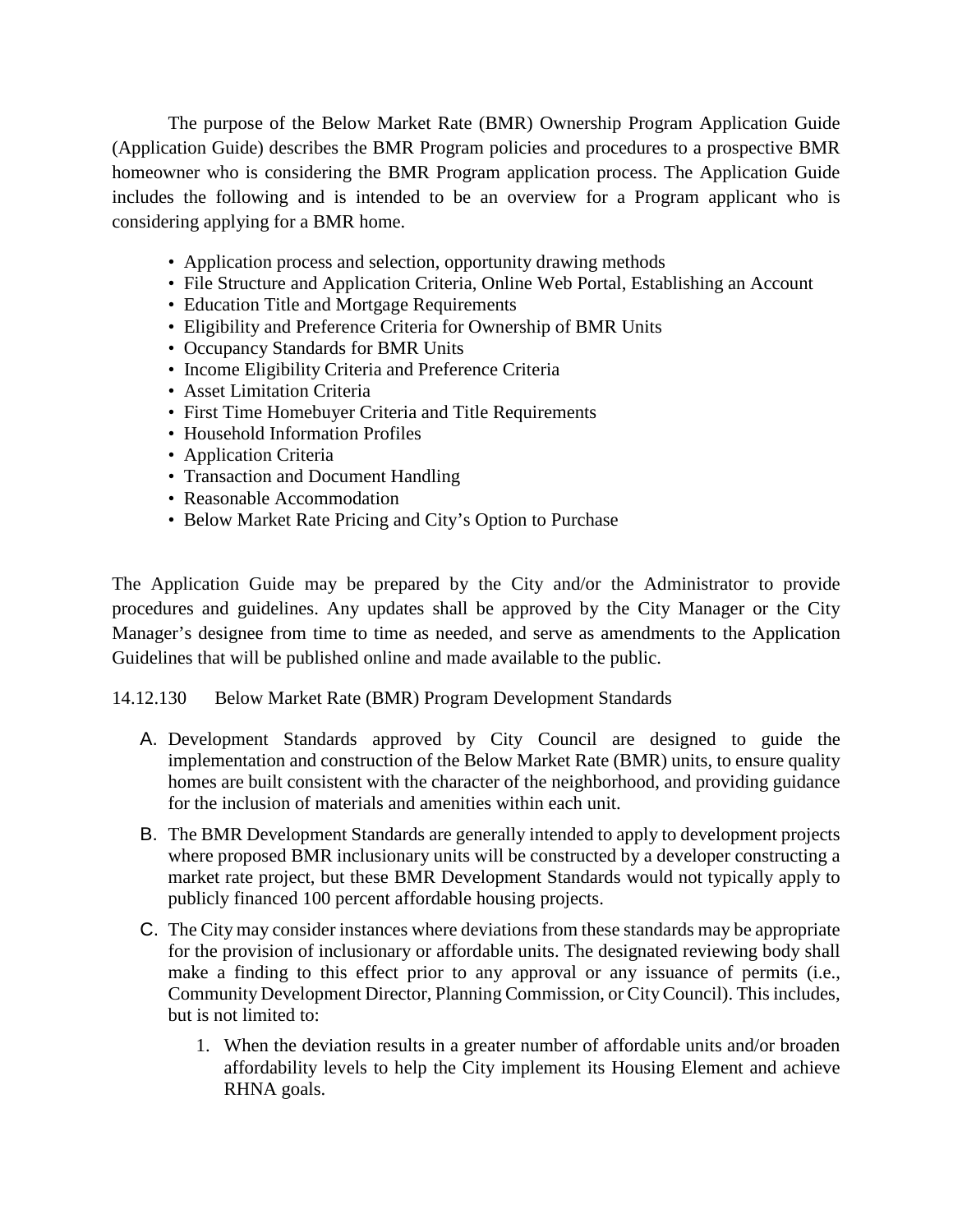The purpose of the Below Market Rate (BMR) Ownership Program Application Guide (Application Guide) describes the BMR Program policies and procedures to a prospective BMR homeowner who is considering the BMR Program application process. The Application Guide includes the following and is intended to be an overview for a Program applicant who is considering applying for a BMR home.

- Application process and selection, opportunity drawing methods
- File Structure and Application Criteria, Online Web Portal, Establishing an Account
- Education Title and Mortgage Requirements
- Eligibility and Preference Criteria for Ownership of BMR Units
- Occupancy Standards for BMR Units
- Income Eligibility Criteria and Preference Criteria
- Asset Limitation Criteria
- First Time Homebuyer Criteria and Title Requirements
- Household Information Profiles
- Application Criteria
- Transaction and Document Handling
- Reasonable Accommodation
- Below Market Rate Pricing and City's Option to Purchase

The Application Guide may be prepared by the City and/or the Administrator to provide procedures and guidelines. Any updates shall be approved by the City Manager or the City Manager's designee from time to time as needed, and serve as amendments to the Application Guidelines that will be published online and made available to the public.

14.12.130 Below Market Rate (BMR) Program Development Standards

A. Development Standards approved by City Council are designed to guide the implementation and construction of the Below Market Rate (BMR) units, to ensure quality homes are built consistent with the character of the neighborhood, and providing guidance for the inclusion of materials and amenities within each unit.

B. The BMR Development Standards are generally intended to apply to development projects where proposed BMR inclusionary units will be constructed by a developer constructing a market rate project, but these BMR Development Standards would not typically apply to publicly financed 100 percent affordable housing projects.

C. The City may consider instances where deviations from these standards may be appropriate for the provision of inclusionary or affordable units. The designated reviewing body shall make a finding to this effect prior to any approval or any issuance of permits (i.e., Community Development Director, Planning Commission, or City Council). This includes, but is not limited to:

   1. When the deviation results in a greater number of affordable units and/or broaden affordability levels to help the City implement its Housing Element and achieve RHNA goals.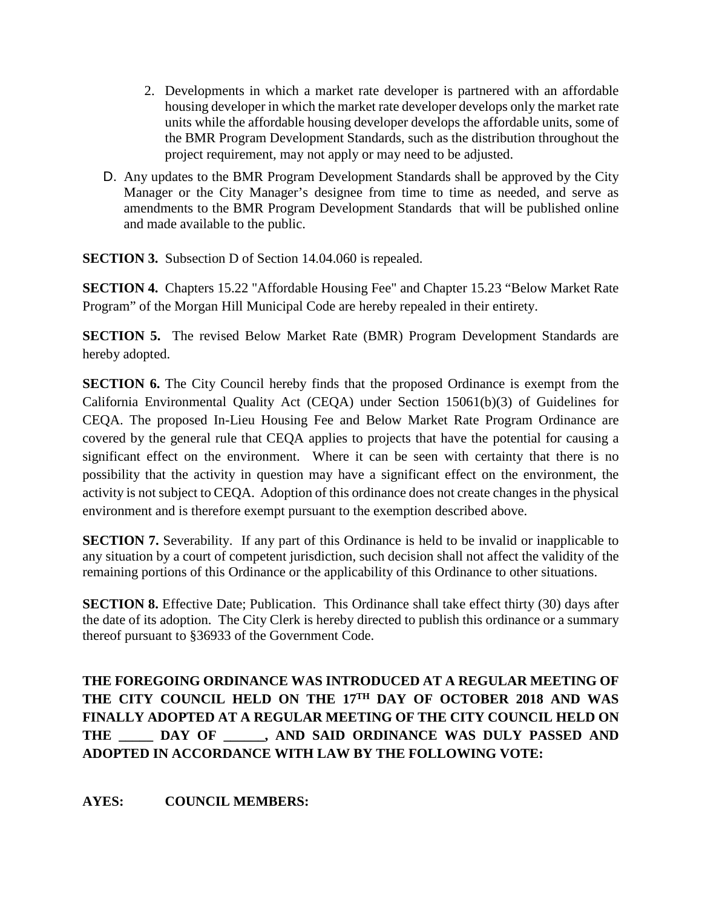2. Developments in which a market rate developer is partnered with an affordable housing developer in which the market rate developer develops only the market rate units while the affordable housing developer develops the affordable units, some of the BMR Program Development Standards, such as the distribution throughout the project requirement, may not apply or may need to be adjusted.

D. Any updates to the BMR Program Development Standards shall be approved by the City Manager or the City Manager's designee from time to time as needed, and serve as amendments to the BMR Program Development Standards that will be published online and made available to the public.

**SECTION 3.** Subsection D of Section 14.04.060 is repealed.

**SECTION 4.** Chapters 15.22 "Affordable Housing Fee" and Chapter 15.23 "Below Market Rate Program" of the Morgan Hill Municipal Code are hereby repealed in their entirety.

**SECTION 5.** The revised Below Market Rate (BMR) Program Development Standards are hereby adopted.

**SECTION 6.** The City Council hereby finds that the proposed Ordinance is exempt from the California Environmental Quality Act (CEQA) under Section 15061(b)(3) of Guidelines for CEQA. The proposed In-Lieu Housing Fee and Below Market Rate Program Ordinance are covered by the general rule that CEQA applies to projects that have the potential for causing a significant effect on the environment. Where it can be seen with certainty that there is no possibility that the activity in question may have a significant effect on the environment, the activity is not subject to CEQA. Adoption of this ordinance does not create changes in the physical environment and is therefore exempt pursuant to the exemption described above.

**SECTION 7.** Severability. If any part of this Ordinance is held to be invalid or inapplicable to any situation by a court of competent jurisdiction, such decision shall not affect the validity of the remaining portions of this Ordinance or the applicability of this Ordinance to other situations.

**SECTION 8.** Effective Date; Publication. This Ordinance shall take effect thirty (30) days after the date of its adoption. The City Clerk is hereby directed to publish this ordinance or a summary thereof pursuant to §36933 of the Government Code.

**THE FOREGOING ORDINANCE WAS INTRODUCED AT A REGULAR MEETING OF THE CITY COUNCIL HELD ON THE 17TH DAY OF OCTOBER 2018 AND WAS FINALLY ADOPTED AT A REGULAR MEETING OF THE CITY COUNCIL HELD ON THE _____ DAY OF ______, AND SAID ORDINANCE WAS DULY PASSED AND ADOPTED IN ACCORDANCE WITH LAW BY THE FOLLOWING VOTE:**

**AYES: COUNCIL MEMBERS:**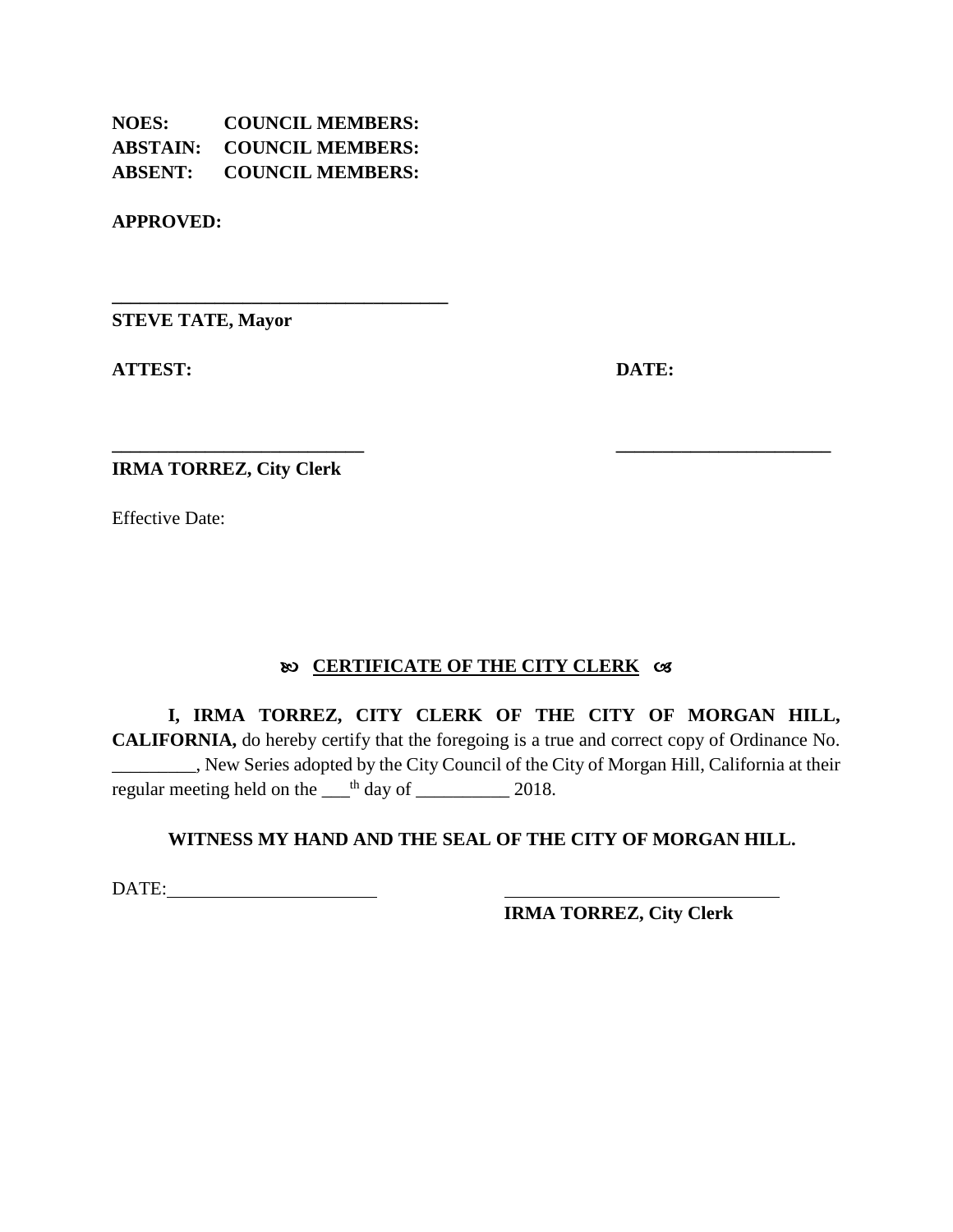**NOES: COUNCIL MEMBERS:**
**ABSTAIN: COUNCIL MEMBERS:**
**ABSENT: COUNCIL MEMBERS:**

**APPROVED:**

**_____________________________________**
**STEVE TATE, Mayor**

**ATTEST:** **DATE:**

**___________________________** **_______________________**
**IRMA TORREZ, City Clerk**

Effective Date:

## ꕥ CERTIFICATE OF THE CITY CLERK ꕥ

**I, IRMA TORREZ, CITY CLERK OF THE CITY OF MORGAN HILL, CALIFORNIA,** do hereby certify that the foregoing is a true and correct copy of Ordinance No. _________, New Series adopted by the City Council of the City of Morgan Hill, California at their regular meeting held on the ___th day of __________ 2018.

**WITNESS MY HAND AND THE SEAL OF THE CITY OF MORGAN HILL.**

DATE:______________________ ______________________________
**IRMA TORREZ, City Clerk**